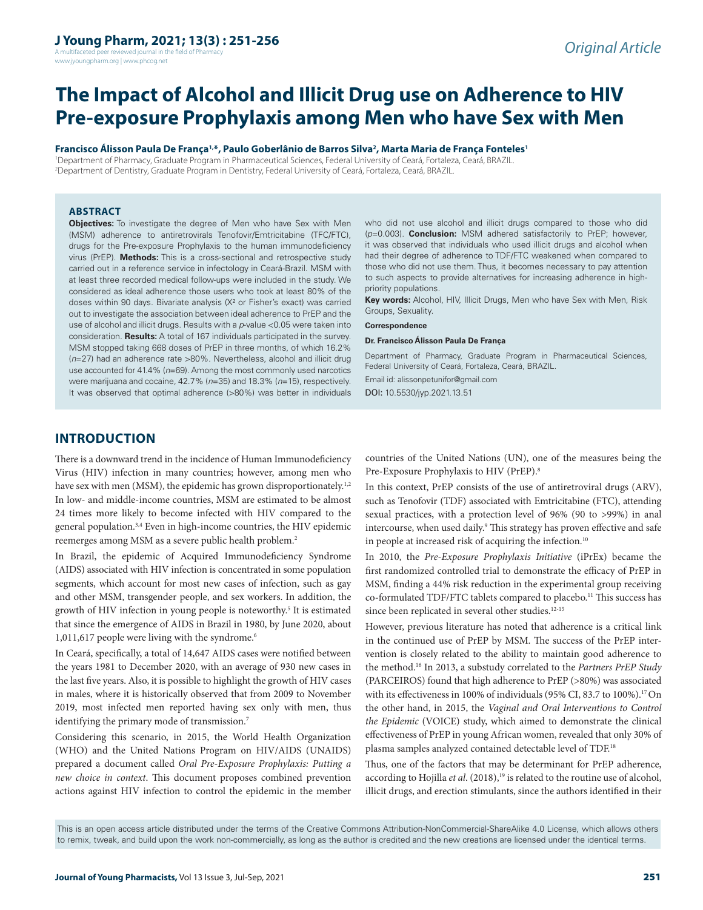# The Impact of Alcohol and Illicit Drug use on Adherence to HIV Pre-exposure Prophylaxis among Men who have Sex with Men

**Francisco Álisson Paula De França[1,*], Paulo Goberlânio de Barros Silva[2], Marta Maria de França Fonteles[1]**

[1]Department of Pharmacy, Graduate Program in Pharmaceutical Sciences, Federal University of Ceará, Fortaleza, Ceará, BRAZIL.
[2]Department of Dentistry, Graduate Program in Dentistry, Federal University of Ceará, Fortaleza, Ceará, BRAZIL.

## ABSTRACT

**Objectives:** To investigate the degree of Men who have Sex with Men (MSM) adherence to antiretrovirals Tenofovir/Emtricitabine (TFC/FTC), drugs for the Pre-exposure Prophylaxis to the human immunodeficiency virus (PrEP). **Methods:** This is a cross-sectional and retrospective study carried out in a reference service in infectology in Ceará-Brazil. MSM with at least three recorded medical follow-ups were included in the study. We considered as ideal adherence those users who took at least 80% of the doses within 90 days. Bivariate analysis ($X^2$ or Fisher's exact) was carried out to investigate the association between ideal adherence to PrEP and the use of alcohol and illicit drugs. Results with a *p*-value <0.05 were taken into consideration. **Results:** A total of 167 individuals participated in the survey. MSM stopped taking 668 doses of PrEP in three months, of which 16.2% (*n*=27) had an adherence rate >80%. Nevertheless, alcohol and illicit drug use accounted for 41.4% (*n*=69). Among the most commonly used narcotics were marijuana and cocaine, 42.7% (*n*=35) and 18.3% (*n*=15), respectively. It was observed that optimal adherence (>80%) was better in individuals who did not use alcohol and illicit drugs compared to those who did (*p*=0.003). **Conclusion:** MSM adhered satisfactorily to PrEP; however, it was observed that individuals who used illicit drugs and alcohol when had their degree of adherence to TDF/FTC weakened when compared to those who did not use them. Thus, it becomes necessary to pay attention to such aspects to provide alternatives for increasing adherence in high-priority populations.

**Key words:** Alcohol, HIV, Illicit Drugs, Men who have Sex with Men, Risk Groups, Sexuality.

**Correspondence**

**Dr. Francisco Álisson Paula De França**

Department of Pharmacy, Graduate Program in Pharmaceutical Sciences, Federal University of Ceará, Fortaleza, Ceará, BRAZIL.

Email id: alissonpetunifor@gmail.com

DOI: 10.5530/jyp.2021.13.51

## INTRODUCTION

There is a downward trend in the incidence of Human Immunodeficiency Virus (HIV) infection in many countries; however, among men who have sex with men (MSM), the epidemic has grown disproportionately.[1,2] In low- and middle-income countries, MSM are estimated to be almost 24 times more likely to become infected with HIV compared to the general population.[3,4] Even in high-income countries, the HIV epidemic reemerges among MSM as a severe public health problem.[2]

In Brazil, the epidemic of Acquired Immunodeficiency Syndrome (AIDS) associated with HIV infection is concentrated in some population segments, which account for most new cases of infection, such as gay and other MSM, transgender people, and sex workers. In addition, the growth of HIV infection in young people is noteworthy.[5] It is estimated that since the emergence of AIDS in Brazil in 1980, by June 2020, about 1,011,617 people were living with the syndrome.[6]

In Ceará, specifically, a total of 14,647 AIDS cases were notified between the years 1981 to December 2020, with an average of 930 new cases in the last five years. Also, it is possible to highlight the growth of HIV cases in males, where it is historically observed that from 2009 to November 2019, most infected men reported having sex only with men, thus identifying the primary mode of transmission.[7]

Considering this scenario, in 2015, the World Health Organization (WHO) and the United Nations Program on HIV/AIDS (UNAIDS) prepared a document called *Oral Pre-Exposure Prophylaxis: Putting a new choice in context*. This document proposes combined prevention actions against HIV infection to control the epidemic in the member countries of the United Nations (UN), one of the measures being the Pre-Exposure Prophylaxis to HIV (PrEP).[8]

In this context, PrEP consists of the use of antiretroviral drugs (ARV), such as Tenofovir (TDF) associated with Emtricitabine (FTC), attending sexual practices, with a protection level of 96% (90 to >99%) in anal intercourse, when used daily.[9] This strategy has proven effective and safe in people at increased risk of acquiring the infection.[10]

In 2010, the *Pre-Exposure Prophylaxis Initiative* (iPrEx) became the first randomized controlled trial to demonstrate the efficacy of PrEP in MSM, finding a 44% risk reduction in the experimental group receiving co-formulated TDF/FTC tablets compared to placebo.[11] This success has since been replicated in several other studies.[12-15]

However, previous literature has noted that adherence is a critical link in the continued use of PrEP by MSM. The success of the PrEP intervention is closely related to the ability to maintain good adherence to the method.[16] In 2013, a substudy correlated to the *Partners PrEP Study* (PARCEIROS) found that high adherence to PrEP (>80%) was associated with its effectiveness in 100% of individuals (95% CI, 83.7 to 100%).[17] On the other hand, in 2015, the *Vaginal and Oral Interventions to Control the Epidemic* (VOICE) study, which aimed to demonstrate the clinical effectiveness of PrEP in young African women, revealed that only 30% of plasma samples analyzed contained detectable level of TDF.[18]

Thus, one of the factors that may be determinant for PrEP adherence, according to Hojilla *et al*. (2018),[19] is related to the routine use of alcohol, illicit drugs, and erection stimulants, since the authors identified in their

This is an open access article distributed under the terms of the Creative Commons Attribution-NonCommercial-ShareAlike 4.0 License, which allows others to remix, tweak, and build upon the work non-commercially, as long as the author is credited and the new creations are licensed under the identical terms.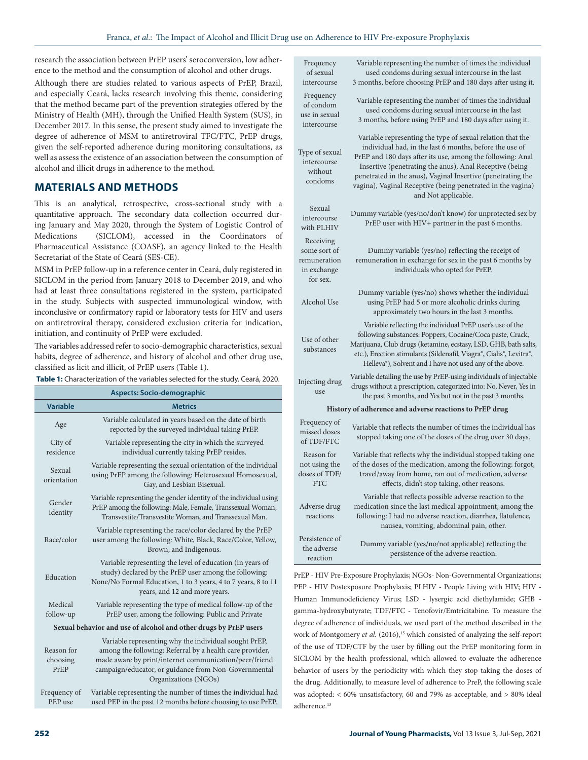research the association between PrEP users' seroconversion, low adherence to the method and the consumption of alcohol and other drugs.

Although there are studies related to various aspects of PrEP, Brazil, and especially Ceará, lacks research involving this theme, considering that the method became part of the prevention strategies offered by the Ministry of Health (MH), through the Unified Health System (SUS), in December 2017. In this sense, the present study aimed to investigate the degree of adherence of MSM to antiretroviral TFC/FTC, PrEP drugs, given the self-reported adherence during monitoring consultations, as well as assess the existence of an association between the consumption of alcohol and illicit drugs in adherence to the method.

## MATERIALS AND METHODS

This is an analytical, retrospective, cross-sectional study with a quantitative approach. The secondary data collection occurred during January and May 2020, through the System of Logistic Control of Medications (SICLOM), accessed in the Coordinators of Pharmaceutical Assistance (COASF), an agency linked to the Health Secretariat of the State of Ceará (SES-CE).

MSM in PrEP follow-up in a reference center in Ceará, duly registered in SICLOM in the period from January 2018 to December 2019, and who had at least three consultations registered in the system, participated in the study. Subjects with suspected immunological window, with inconclusive or confirmatory rapid or laboratory tests for HIV and users on antiretroviral therapy, considered exclusion criteria for indication, initiation, and continuity of PrEP were excluded.

The variables addressed refer to socio-demographic characteristics, sexual habits, degree of adherence, and history of alcohol and other drug use, classified as licit and illicit, of PrEP users (Table 1).

**Table 1:** Characterization of the variables selected for the study. Ceará, 2020.

| Variable | Metrics |
|---|---|
| **Aspects: Socio-demographic** | |
| Age | Variable calculated in years based on the date of birth reported by the surveyed individual taking PrEP. |
| City of residence | Variable representing the city in which the surveyed individual currently taking PrEP resides. |
| Sexual orientation | Variable representing the sexual orientation of the individual using PrEP among the following: Heterosexual Homosexual, Gay, and Lesbian Bisexual. |
| Gender identity | Variable representing the gender identity of the individual using PrEP among the following: Male, Female, Transsexual Woman, Transvestite/Transvestite Woman, and Transsexual Man. |
| Race/color | Variable representing the race/color declared by the PrEP user among the following: White, Black, Race/Color, Yellow, Brown, and Indigenous. |
| Education | Variable representing the level of education (in years of study) declared by the PrEP user among the following: None/No Formal Education, 1 to 3 years, 4 to 7 years, 8 to 11 years, and 12 and more years. |
| Medical follow-up | Variable representing the type of medical follow-up of the PrEP user, among the following: Public and Private |
| **Sexual behavior and use of alcohol and other drugs by PrEP users** | |
| Reason for choosing PrEP | Variable representing why the individual sought PrEP, among the following: Referral by a health care provider, made aware by print/internet communication/peer/friend campaign/educator, or guidance from Non-Governmental Organizations (NGOs) |
| Frequency of PEP use | Variable representing the number of times the individual had used PEP in the past 12 months before choosing to use PrEP. |
| Frequency of sexual intercourse | Variable representing the number of times the individual used condoms during sexual intercourse in the last 3 months, before choosing PrEP and 180 days after using it. |
| Frequency of condom use in sexual intercourse | Variable representing the number of times the individual used condoms during sexual intercourse in the last 3 months, before using PrEP and 180 days after using it. |
| Type of sexual intercourse without condoms | Variable representing the type of sexual relation that the individual had, in the last 6 months, before the use of PrEP and 180 days after its use, among the following: Anal Insertive (penetrating the anus), Anal Receptive (being penetrated in the anus), Vaginal Insertive (penetrating the vagina), Vaginal Receptive (being penetrated in the vagina) and Not applicable. |
| Sexual intercourse with PLHIV | Dummy variable (yes/no/don't know) for unprotected sex by PrEP user with HIV+ partner in the past 6 months. |
| Receiving some sort of remuneration in exchange for sex. | Dummy variable (yes/no) reflecting the receipt of remuneration in exchange for sex in the past 6 months by individuals who opted for PrEP. |
| Alcohol Use | Dummy variable (yes/no) shows whether the individual using PrEP had 5 or more alcoholic drinks during approximately two hours in the last 3 months. |
| Use of other substances | Variable reflecting the individual PrEP user's use of the following substances: Poppers, Cocaine/Coca paste, Crack, Marijuana, Club drugs (ketamine, ecstasy, LSD, GHB, bath salts, etc.), Erection stimulants (Sildenafil, Viagra®, Cialis®, Levitra®, Helleva®), Solvent and I have not used any of the above. |
| Injecting drug use | Variable detailing the use by PrEP-using individuals of injectable drugs without a prescription, categorized into: No, Never, Yes in the past 3 months, and Yes but not in the past 3 months. |
| **History of adherence and adverse reactions to PrEP drug** | |
| Frequency of missed doses of TDF/FTC | Variable that reflects the number of times the individual has stopped taking one of the doses of the drug over 30 days. |
| Reason for not using the doses of TDF/FTC | Variable that reflects why the individual stopped taking one of the doses of the medication, among the following: forgot, travel/away from home, ran out of medication, adverse effects, didn't stop taking, other reasons. |
| Adverse drug reactions | Variable that reflects possible adverse reaction to the medication since the last medical appointment, among the following: I had no adverse reaction, diarrhea, flatulence, nausea, vomiting, abdominal pain, other. |
| Persistence of the adverse reaction | Dummy variable (yes/no/not applicable) reflecting the persistence of the adverse reaction. |

PrEP - HIV Pre-Exposure Prophylaxis; NGOs- Non-Governmental Organizations; PEP - HIV Postexposure Prophylaxis; PLHIV - People Living with HIV; HIV - Human Immunodeficiency Virus; LSD - lysergic acid diethylamide; GHB - gamma-hydroxybutyrate; TDF/FTC - Tenofovir/Emtricitabine. To measure the degree of adherence of individuals, we used part of the method described in the work of Montgomery *et al.* (2016),[15] which consisted of analyzing the self-report of the use of TDF/CTF by the user by filling out the PrEP monitoring form in SICLOM by the health professional, which allowed to evaluate the adherence behavior of users by the periodicity with which they stop taking the doses of the drug. Additionally, to measure level of adherence to PreP, the following scale was adopted: < 60% unsatisfactory, 60 and 79% as acceptable, and > 80% ideal adherence.[13]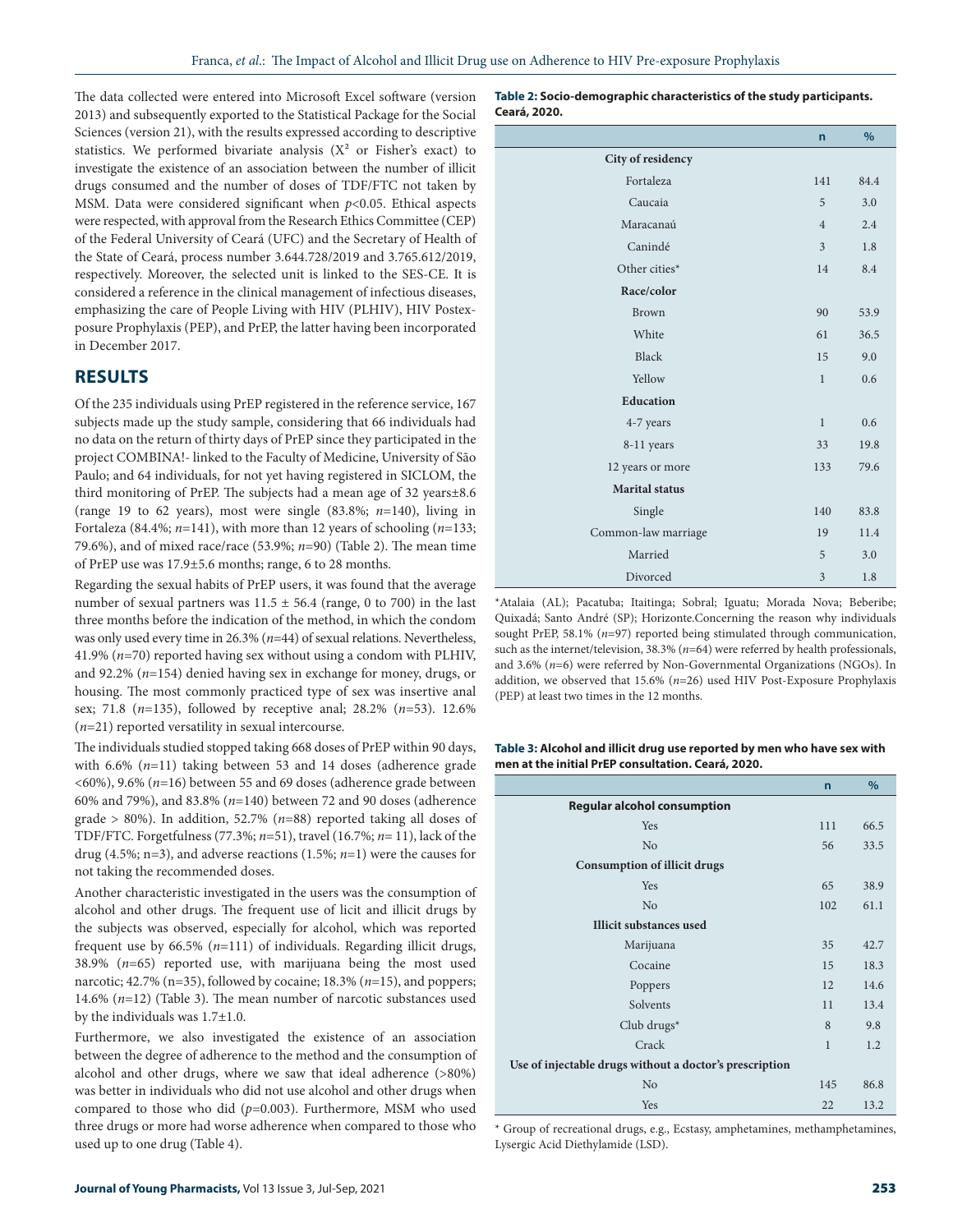The data collected were entered into Microsoft Excel software (version 2013) and subsequently exported to the Statistical Package for the Social Sciences (version 21), with the results expressed according to descriptive statistics. We performed bivariate analysis ($X^2$ or Fisher's exact) to investigate the existence of an association between the number of illicit drugs consumed and the number of doses of TDF/FTC not taken by MSM. Data were considered significant when $p<0.05$. Ethical aspects were respected, with approval from the Research Ethics Committee (CEP) of the Federal University of Ceará (UFC) and the Secretary of Health of the State of Ceará, process number 3.644.728/2019 and 3.765.612/2019, respectively. Moreover, the selected unit is linked to the SES-CE. It is considered a reference in the clinical management of infectious diseases, emphasizing the care of People Living with HIV (PLHIV), HIV Postexposure Prophylaxis (PEP), and PrEP, the latter having been incorporated in December 2017.

## RESULTS

Of the 235 individuals using PrEP registered in the reference service, 167 subjects made up the study sample, considering that 66 individuals had no data on the return of thirty days of PrEP since they participated in the project COMBINA!- linked to the Faculty of Medicine, University of São Paulo; and 64 individuals, for not yet having registered in SICLOM, the third monitoring of PrEP. The subjects had a mean age of 32 years±8.6 (range 19 to 62 years), most were single (83.8%; *n*=140), living in Fortaleza (84.4%; *n*=141), with more than 12 years of schooling (*n*=133; 79.6%), and of mixed race/race (53.9%; *n*=90) (Table 2). The mean time of PrEP use was 17.9±5.6 months; range, 6 to 28 months.

Regarding the sexual habits of PrEP users, it was found that the average number of sexual partners was 11.5 ± 56.4 (range, 0 to 700) in the last three months before the indication of the method, in which the condom was only used every time in 26.3% (*n*=44) of sexual relations. Nevertheless, 41.9% (*n*=70) reported having sex without using a condom with PLHIV, and 92.2% (*n*=154) denied having sex in exchange for money, drugs, or housing. The most commonly practiced type of sex was insertive anal sex; 71.8 (*n*=135), followed by receptive anal; 28.2% (*n*=53). 12.6% (*n*=21) reported versatility in sexual intercourse.

The individuals studied stopped taking 668 doses of PrEP within 90 days, with 6.6% (*n*=11) taking between 53 and 14 doses (adherence grade <60%), 9.6% (*n*=16) between 55 and 69 doses (adherence grade between 60% and 79%), and 83.8% (*n*=140) between 72 and 90 doses (adherence grade > 80%). In addition, 52.7% (*n*=88) reported taking all doses of TDF/FTC. Forgetfulness (77.3%; *n*=51), travel (16.7%; *n*= 11), lack of the drug (4.5%; n=3), and adverse reactions (1.5%; *n*=1) were the causes for not taking the recommended doses.

Another characteristic investigated in the users was the consumption of alcohol and other drugs. The frequent use of licit and illicit drugs by the subjects was observed, especially for alcohol, which was reported frequent use by 66.5% (*n*=111) of individuals. Regarding illicit drugs, 38.9% (*n*=65) reported use, with marijuana being the most used narcotic; 42.7% (n=35), followed by cocaine; 18.3% (*n*=15), and poppers; 14.6% (*n*=12) (Table 3). The mean number of narcotic substances used by the individuals was 1.7±1.0.

Furthermore, we also investigated the existence of an association between the degree of adherence to the method and the consumption of alcohol and other drugs, where we saw that ideal adherence (>80%) was better in individuals who did not use alcohol and other drugs when compared to those who did ($p=0.003$). Furthermore, MSM who used three drugs or more had worse adherence when compared to those who used up to one drug (Table 4).

**Table 2: Socio-demographic characteristics of the study participants. Ceará, 2020.**

| | n | % |
|---|---|---|
| **City of residency** | | |
| Fortaleza | 141 | 84.4 |
| Caucaia | 5 | 3.0 |
| Maracanaú | 4 | 2.4 |
| Canindé | 3 | 1.8 |
| Other cities* | 14 | 8.4 |
| **Race/color** | | |
| Brown | 90 | 53.9 |
| White | 61 | 36.5 |
| Black | 15 | 9.0 |
| Yellow | 1 | 0.6 |
| **Education** | | |
| 4-7 years | 1 | 0.6 |
| 8-11 years | 33 | 19.8 |
| 12 years or more | 133 | 79.6 |
| **Marital status** | | |
| Single | 140 | 83.8 |
| Common-law marriage | 19 | 11.4 |
| Married | 5 | 3.0 |
| Divorced | 3 | 1.8 |

*Atalaia (AL); Pacatuba; Itaitinga; Sobral; Iguatu; Morada Nova; Beberibe; Quixadá; Santo André (SP); Horizonte.Concerning the reason why individuals sought PrEP, 58.1% (*n*=97) reported being stimulated through communication, such as the internet/television, 38.3% (*n*=64) were referred by health professionals, and 3.6% (*n*=6) were referred by Non-Governmental Organizations (NGOs). In addition, we observed that 15.6% (*n*=26) used HIV Post-Exposure Prophylaxis (PEP) at least two times in the 12 months.

**Table 3: Alcohol and illicit drug use reported by men who have sex with men at the initial PrEP consultation. Ceará, 2020.**

| | n | % |
|---|---|---|
| **Regular alcohol consumption** | | |
| Yes | 111 | 66.5 |
| No | 56 | 33.5 |
| **Consumption of illicit drugs** | | |
| Yes | 65 | 38.9 |
| No | 102 | 61.1 |
| **Illicit substances used** | | |
| Marijuana | 35 | 42.7 |
| Cocaine | 15 | 18.3 |
| Poppers | 12 | 14.6 |
| Solvents | 11 | 13.4 |
| Club drugs* | 8 | 9.8 |
| Crack | 1 | 1.2 |
| **Use of injectable drugs without a doctor's prescription** | | |
| No | 145 | 86.8 |
| Yes | 22 | 13.2 |

* Group of recreational drugs, e.g., Ecstasy, amphetamines, methamphetamines, Lysergic Acid Diethylamide (LSD).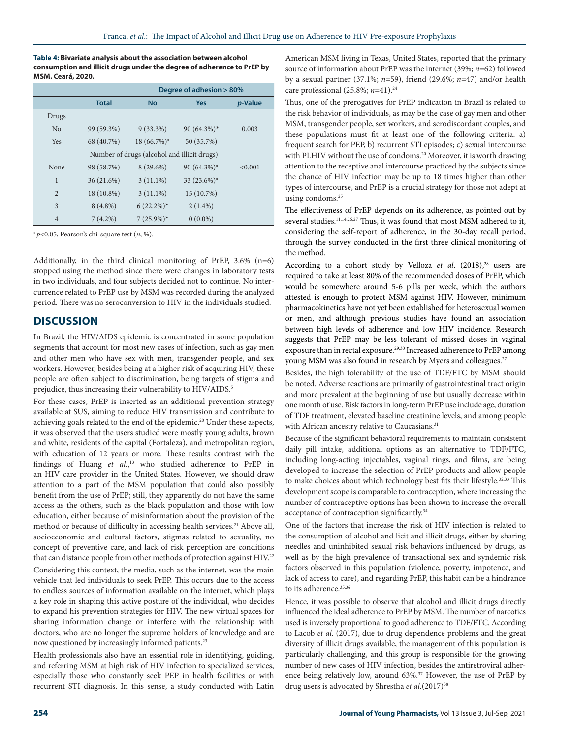**Table 4: Bivariate analysis about the association between alcohol consumption and illicit drugs under the degree of adherence to PrEP by MSM. Ceará, 2020.**

| | | Degree of adhesion > 80% | | |
|---|---|---|---|---|
| | **Total** | **No** | **Yes** | ***p*-Value** |
| Drugs | | | | |
| No | 99 (59.3%) | 9 (33.3%) | 90 (64.3%)* | 0.003 |
| Yes | 68 (40.7%) | 18 (66.7%)* | 50 (35.7%) | |
| Number of drugs (alcohol and illicit drugs) | | | | |
| None | 98 (58.7%) | 8 (29.6%) | 90 (64.3%)* | <0.001 |
| 1 | 36 (21.6%) | 3 (11.1%) | 33 (23.6%)* | |
| 2 | 18 (10.8%) | 3 (11.1%) | 15 (10.7%) | |
| 3 | 8 (4.8%) | 6 (22.2%)* | 2 (1.4%) | |
| 4 | 7 (4.2%) | 7 (25.9%)* | 0 (0.0%) | |

*$p<0.05$, Pearson's chi-square test (*n*, %).

Additionally, in the third clinical monitoring of PrEP, 3.6% (n=6) stopped using the method since there were changes in laboratory tests in two individuals, and four subjects decided not to continue. No intercurrence related to PrEP use by MSM was recorded during the analyzed period. There was no seroconversion to HIV in the individuals studied.

## DISCUSSION

In Brazil, the HIV/AIDS epidemic is concentrated in some population segments that account for most new cases of infection, such as gay men and other men who have sex with men, transgender people, and sex workers. However, besides being at a higher risk of acquiring HIV, these people are often subject to discrimination, being targets of stigma and prejudice, thus increasing their vulnerability to HIV/AIDS.[5]

For these cases, PrEP is inserted as an additional prevention strategy available at SUS, aiming to reduce HIV transmission and contribute to achieving goals related to the end of the epidemic.[20] Under these aspects, it was observed that the users studied were mostly young adults, brown and white, residents of the capital (Fortaleza), and metropolitan region, with education of 12 years or more. These results contrast with the findings of Huang *et al.*,[13] who studied adherence to PrEP in an HIV care provider in the United States. However, we should draw attention to a part of the MSM population that could also possibly benefit from the use of PrEP; still, they apparently do not have the same access as the others, such as the black population and those with low education, either because of misinformation about the provision of the method or because of difficulty in accessing health services.[21] Above all, socioeconomic and cultural factors, stigmas related to sexuality, no concept of preventive care, and lack of risk perception are conditions that can distance people from other methods of protection against HIV.[22]

Considering this context, the media, such as the internet, was the main vehicle that led individuals to seek PrEP. This occurs due to the access to endless sources of information available on the internet, which plays a key role in shaping this active posture of the individual, who decides to expand his prevention strategies for HIV. The new virtual spaces for sharing information change or interfere with the relationship with doctors, who are no longer the supreme holders of knowledge and are now questioned by increasingly informed patients.[23]

Health professionals also have an essential role in identifying, guiding, and referring MSM at high risk of HIV infection to specialized services, especially those who constantly seek PEP in health facilities or with recurrent STI diagnosis. In this sense, a study conducted with Latin American MSM living in Texas, United States, reported that the primary source of information about PrEP was the internet (39%; *n*=62) followed by a sexual partner (37.1%; *n*=59), friend (29.6%; *n*=47) and/or health care professional (25.8%; *n*=41).[24]

Thus, one of the prerogatives for PrEP indication in Brazil is related to the risk behavior of individuals, as may be the case of gay men and other MSM, transgender people, sex workers, and serodiscordant couples, and these populations must fit at least one of the following criteria: a) frequent search for PEP, b) recurrent STI episodes; c) sexual intercourse with PLHIV without the use of condoms.[20] Moreover, it is worth drawing attention to the receptive anal intercourse practiced by the subjects since the chance of HIV infection may be up to 18 times higher than other types of intercourse, and PrEP is a crucial strategy for those not adept at using condoms.[25]

The effectiveness of PrEP depends on its adherence, as pointed out by several studies.[11,14,26,27] Thus, it was found that most MSM adhered to it, considering the self-report of adherence, in the 30-day recall period, through the survey conducted in the first three clinical monitoring of the method.

According to a cohort study by Velloza *et al.* (2018),[28] users are required to take at least 80% of the recommended doses of PrEP, which would be somewhere around 5-6 pills per week, which the authors attested is enough to protect MSM against HIV. However, minimum pharmacokinetics have not yet been established for heterosexual women or men, and although previous studies have found an association between high levels of adherence and low HIV incidence. Research suggests that PrEP may be less tolerant of missed doses in vaginal exposure than in rectal exposure.[29,30] Increased adherence to PrEP among young MSM was also found in research by Myers and colleagues.[27]

Besides, the high tolerability of the use of TDF/FTC by MSM should be noted. Adverse reactions are primarily of gastrointestinal tract origin and more prevalent at the beginning of use but usually decrease within one month of use. Risk factors in long-term PrEP use include age, duration of TDF treatment, elevated baseline creatinine levels, and among people with African ancestry relative to Caucasians.[31]

Because of the significant behavioral requirements to maintain consistent daily pill intake, additional options as an alternative to TDF/FTC, including long-acting injectables, vaginal rings, and films, are being developed to increase the selection of PrEP products and allow people to make choices about which technology best fits their lifestyle.[32,33] This development scope is comparable to contraception, where increasing the number of contraceptive options has been shown to increase the overall acceptance of contraception significantly.[34]

One of the factors that increase the risk of HIV infection is related to the consumption of alcohol and licit and illicit drugs, either by sharing needles and uninhibited sexual risk behaviors influenced by drugs, as well as by the high prevalence of transactional sex and syndemic risk factors observed in this population (violence, poverty, impotence, and lack of access to care), and regarding PrEP, this habit can be a hindrance to its adherence.[35,36]

Hence, it was possible to observe that alcohol and illicit drugs directly influenced the ideal adherence to PrEP by MSM. The number of narcotics used is inversely proportional to good adherence to TDF/FTC. According to Lacob *et al.* (2017), due to drug dependence problems and the great diversity of illicit drugs available, the management of this population is particularly challenging, and this group is responsible for the growing number of new cases of HIV infection, besides the antiretroviral adherence being relatively low, around 63%.[37] However, the use of PrEP by drug users is advocated by Shrestha *et al.*(2017)[38]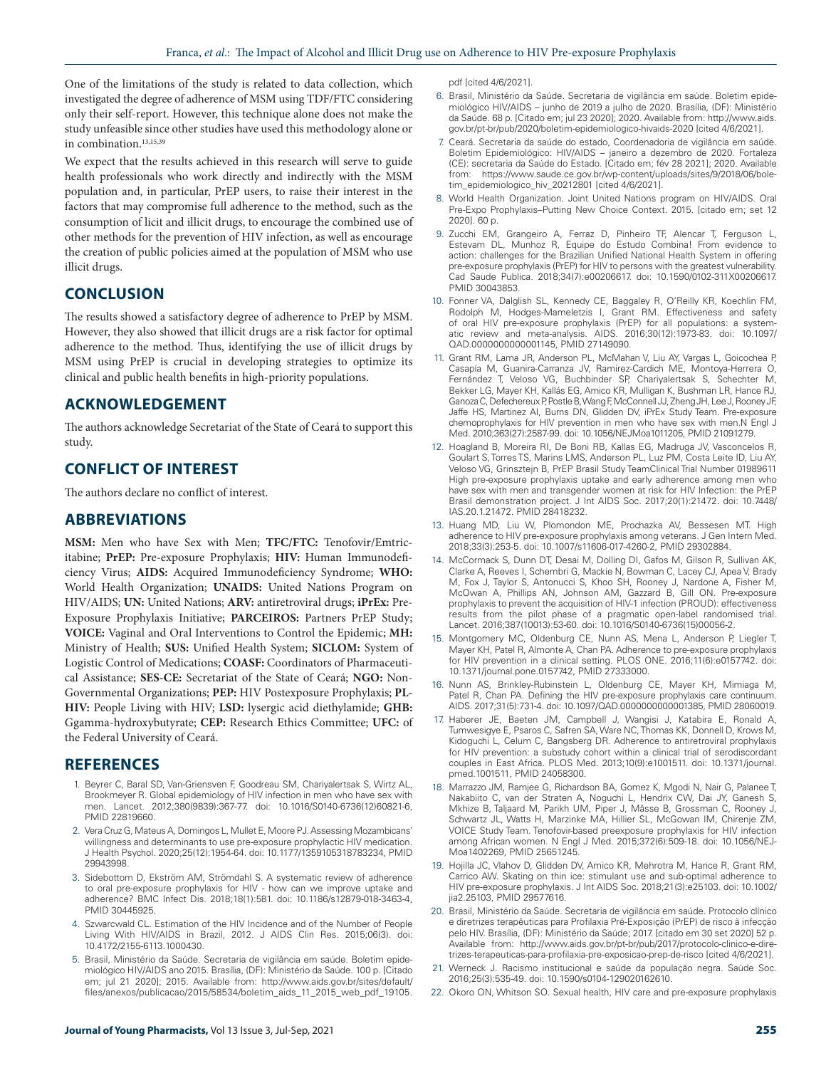One of the limitations of the study is related to data collection, which investigated the degree of adherence of MSM using TDF/FTC considering only their self-report. However, this technique alone does not make the study unfeasible since other studies have used this methodology alone or in combination.[13,15,39]

We expect that the results achieved in this research will serve to guide health professionals who work directly and indirectly with the MSM population and, in particular, PrEP users, to raise their interest in the factors that may compromise full adherence to the method, such as the consumption of licit and illicit drugs, to encourage the combined use of other methods for the prevention of HIV infection, as well as encourage the creation of public policies aimed at the population of MSM who use illicit drugs.

## CONCLUSION

The results showed a satisfactory degree of adherence to PrEP by MSM. However, they also showed that illicit drugs are a risk factor for optimal adherence to the method. Thus, identifying the use of illicit drugs by MSM using PrEP is crucial in developing strategies to optimize its clinical and public health benefits in high-priority populations.

## ACKNOWLEDGEMENT

The authors acknowledge Secretariat of the State of Ceará to support this study.

## CONFLICT OF INTEREST

The authors declare no conflict of interest.

## ABBREVIATIONS

**MSM:** Men who have Sex with Men; **TFC/FTC:** Tenofovir/Emtricitabine; **PrEP:** Pre-exposure Prophylaxis; **HIV:** Human Immunodeficiency Virus; **AIDS:** Acquired Immunodeficiency Syndrome; **WHO:** World Health Organization; **UNAIDS:** United Nations Program on HIV/AIDS; **UN:** United Nations; **ARV:** antiretroviral drugs; **iPrEx:** Pre-Exposure Prophylaxis Initiative; **PARCEIROS:** Partners PrEP Study; **VOICE:** Vaginal and Oral Interventions to Control the Epidemic; **MH:** Ministry of Health; **SUS:** Unified Health System; **SICLOM:** System of Logistic Control of Medications; **COASF:** Coordinators of Pharmaceutical Assistance; **SES-CE:** Secretariat of the State of Ceará; **NGO:** Non-Governmental Organizations; **PEP:** HIV Postexposure Prophylaxis; **PL-HIV:** People Living with HIV; **LSD:** lysergic acid diethylamide; **GHB:** Ggamma-hydroxybutyrate; **CEP:** Research Ethics Committee; **UFC:** of the Federal University of Ceará.

## REFERENCES

1. Beyrer C, Baral SD, Van-Griensven F, Goodreau SM, Chariyalertsak S, Wirtz AL, Brookmeyer R. Global epidemiology of HIV infection in men who have sex with men. Lancet. 2012;380(9839):367-77. doi: 10.1016/S0140-6736(12)60821-6, PMID 22819660.
2. Vera Cruz G, Mateus A, Domingos L, Mullet E, Moore PJ. Assessing Mozambicans' willingness and determinants to use pre-exposure prophylactic HIV medication. J Health Psychol. 2020;25(12):1954-64. doi: 10.1177/1359105318783234, PMID 29943998.
3. Sidebottom D, Ekström AM, Strömdahl S. A systematic review of adherence to oral pre-exposure prophylaxis for HIV - how can we improve uptake and adherence? BMC Infect Dis. 2018;18(1):581. doi: 10.1186/s12879-018-3463-4, PMID 30445925.
4. Szwarcwald CL. Estimation of the HIV Incidence and of the Number of People Living With HIV/AIDS in Brazil, 2012. J AIDS Clin Res. 2015;06(3). doi: 10.4172/2155-6113.1000430.
5. Brasil, Ministério da Saúde. Secretaria de vigilância em saúde. Boletim epidemiológico HIV/AIDS ano 2015. Brasília, (DF): Ministério da Saúde. 100 p. [Citado em; jul 21 2020]; 2015. Available from: http://www.aids.gov.br/sites/default/files/anexos/publicacao/2015/58534/boletim_aids_11_2015_web_pdf_19105.pdf [cited 4/6/2021].
6. Brasil, Ministério da Saúde. Secretaria de vigilância em saúde. Boletim epidemiológico HIV/AIDS – junho de 2019 a julho de 2020. Brasília, (DF): Ministério da Saúde. 68 p. [Citado em; jul 23 2020]; 2020. Available from: http://www.aids.gov.br/pt-br/pub/2020/boletim-epidemiologico-hivaids-2020 [cited 4/6/2021].
7. Ceará. Secretaria da saúde do estado, Coordenadoria de vigilância em saúde. Boletim Epidemiológico: HIV/AIDS – janeiro a dezembro de 2020. Fortaleza (CE): secretaria da Saúde do Estado. [Citado em; fév 28 2021]; 2020. Available from: https://www.saude.ce.gov.br/wp-content/uploads/sites/9/2018/06/boletim_epidemiologico_hiv_20212801 [cited 4/6/2021].
8. World Health Organization. Joint United Nations program on HIV/AIDS. Oral Pre-Expo Prophylaxis–Putting New Choice Context. 2015. [citado em; set 12 2020]. 60 p.
9. Zucchi EM, Grangeiro A, Ferraz D, Pinheiro TF, Alencar T, Ferguson L, Estevam DL, Munhoz R, Equipe do Estudo Combina! From evidence to action: challenges for the Brazilian Unified National Health System in offering pre-exposure prophylaxis (PrEP) for HIV to persons with the greatest vulnerability. Cad Saude Publica. 2018;34(7):e00206617. doi: 10.1590/0102-311X00206617. PMID 30043853.
10. Fonner VA, Dalglish SL, Kennedy CE, Baggaley R, O'Reilly KR, Koechlin FM, Rodolph M, Hodges-Mameletzis I, Grant RM. Effectiveness and safety of oral HIV pre-exposure prophylaxis (PrEP) for all populations: a systematic review and meta-analysis. AIDS. 2016;30(12):1973-83. doi: 10.1097/QAD.0000000000001145, PMID 27149090.
11. Grant RM, Lama JR, Anderson PL, McMahan V, Liu AY, Vargas L, Goicochea P, Casapía M, Guanira-Carranza JV, Ramirez-Cardich ME, Montoya-Herrera O, Fernández T, Veloso VG, Buchbinder SP, Chariyalertsak S, Schechter M, Bekker LG, Mayer KH, Kallás EG, Amico KR, Mulligan K, Bushman LR, Hance RJ, Ganoza C, Defechereux P, Postle B, Wang F, McConnell JJ, Zheng JH, Lee J, Rooney JF, Jaffe HS, Martinez AI, Burns DN, Glidden DV, iPrEx Study Team. Pre-exposure chemoprophylaxis for HIV prevention in men who have sex with men.N Engl J Med. 2010;363(27):2587-99. doi: 10.1056/NEJMoa1011205, PMID 21091279.
12. Hoagland B, Moreira RI, De Boni RB, Kallas EG, Madruga JV, Vasconcelos R, Goulart S, Torres TS, Marins LMS, Anderson PL, Luz PM, Costa Leite ID, Liu AY, Veloso VG, Grinsztejn B, PrEP Brasil Study TeamClinical Trial Number 01989611 High pre-exposure prophylaxis uptake and early adherence among men who have sex with men and transgender women at risk for HIV Infection: the PrEP Brasil demonstration project. J Int AIDS Soc. 2017;20(1):21472. doi: 10.7448/IAS.20.1.21472. PMID 28418232.
13. Huang MD, Liu W, Plomondon ME, Prochazka AV, Bessesen MT. High adherence to HIV pre-exposure prophylaxis among veterans. J Gen Intern Med. 2018;33(3):253-5. doi: 10.1007/s11606-017-4260-2, PMID 29302884.
14. McCormack S, Dunn DT, Desai M, Dolling DI, Gafos M, Gilson R, Sullivan AK, Clarke A, Reeves I, Schembri G, Mackie N, Bowman C, Lacey CJ, Apea V, Brady M, Fox J, Taylor S, Antonucci S, Khoo SH, Rooney J, Nardone A, Fisher M, McOwan A, Phillips AN, Johnson AM, Gazzard B, Gill ON. Pre-exposure prophylaxis to prevent the acquisition of HIV-1 infection (PROUD): effectiveness results from the pilot phase of a pragmatic open-label randomised trial. Lancet. 2016;387(10013):53-60. doi: 10.1016/S0140-6736(15)00056-2.
15. Montgomery MC, Oldenburg CE, Nunn AS, Mena L, Anderson P, Liegler T, Mayer KH, Patel R, Almonte A, Chan PA. Adherence to pre-exposure prophylaxis for HIV prevention in a clinical setting. PLOS ONE. 2016;11(6):e0157742. doi: 10.1371/journal.pone.0157742, PMID 27333000.
16. Nunn AS, Brinkley-Rubinstein L, Oldenburg CE, Mayer KH, Mimiaga M, Patel R, Chan PA. Defining the HIV pre-exposure prophylaxis care continuum. AIDS. 2017;31(5):731-4. doi: 10.1097/QAD.0000000000001385, PMID 28060019.
17. Haberer JE, Baeten JM, Campbell J, Wangisi J, Katabira E, Ronald A, Tumwesigye E, Psaros C, Safren SA, Ware NC, Thomas KK, Donnell D, Krows M, Kidoguchi L, Celum C, Bangsberg DR. Adherence to antiretroviral prophylaxis for HIV prevention: a substudy cohort within a clinical trial of serodiscordant couples in East Africa. PLOS Med. 2013;10(9):e1001511. doi: 10.1371/journal.pmed.1001511, PMID 24058300.
18. Marrazzo JM, Ramjee G, Richardson BA, Gomez K, Mgodi N, Nair G, Palanee T, Nakabiito C, van der Straten A, Noguchi L, Hendrix CW, Dai JY, Ganesh S, Mkhize B, Taljaard M, Parikh UM, Piper J, Mâsse B, Grossman C, Rooney J, Schwartz JL, Watts H, Marzinke MA, Hillier SL, McGowan IM, Chirenje ZM, VOICE Study Team. Tenofovir-based preexposure prophylaxis for HIV infection among African women. N Engl J Med. 2015;372(6):509-18. doi: 10.1056/NEJMoa1402269, PMID 25651245.
19. Hojilla JC, Vlahov D, Glidden DV, Amico KR, Mehrotra M, Hance R, Grant RM, Carrico AW. Skating on thin ice: stimulant use and sub-optimal adherence to HIV pre-exposure prophylaxis. J Int AIDS Soc. 2018;21(3):e25103. doi: 10.1002/jia2.25103, PMID 29577616.
20. Brasil, Ministério da Saúde. Secretaria de vigilância em saúde. Protocolo clínico e diretrizes terapêuticas para Profilaxia Pré-Exposição (PrEP) de risco à infecção pelo HIV. Brasília, (DF): Ministério da Saúde; 2017. [citado em 30 set 2020] 52 p. Available from: http://www.aids.gov.br/pt-br/pub/2017/protocolo-clinico-e-diretrizes-terapeuticas-para-profilaxia-pre-exposicao-prep-de-risco [cited 4/6/2021].
21. Werneck J. Racismo institucional e saúde da população negra. Saúde Soc. 2016;25(3):535-49. doi: 10.1590/s0104-129020162610.
22. Okoro ON, Whitson SO. Sexual health, HIV care and pre-exposure prophylaxis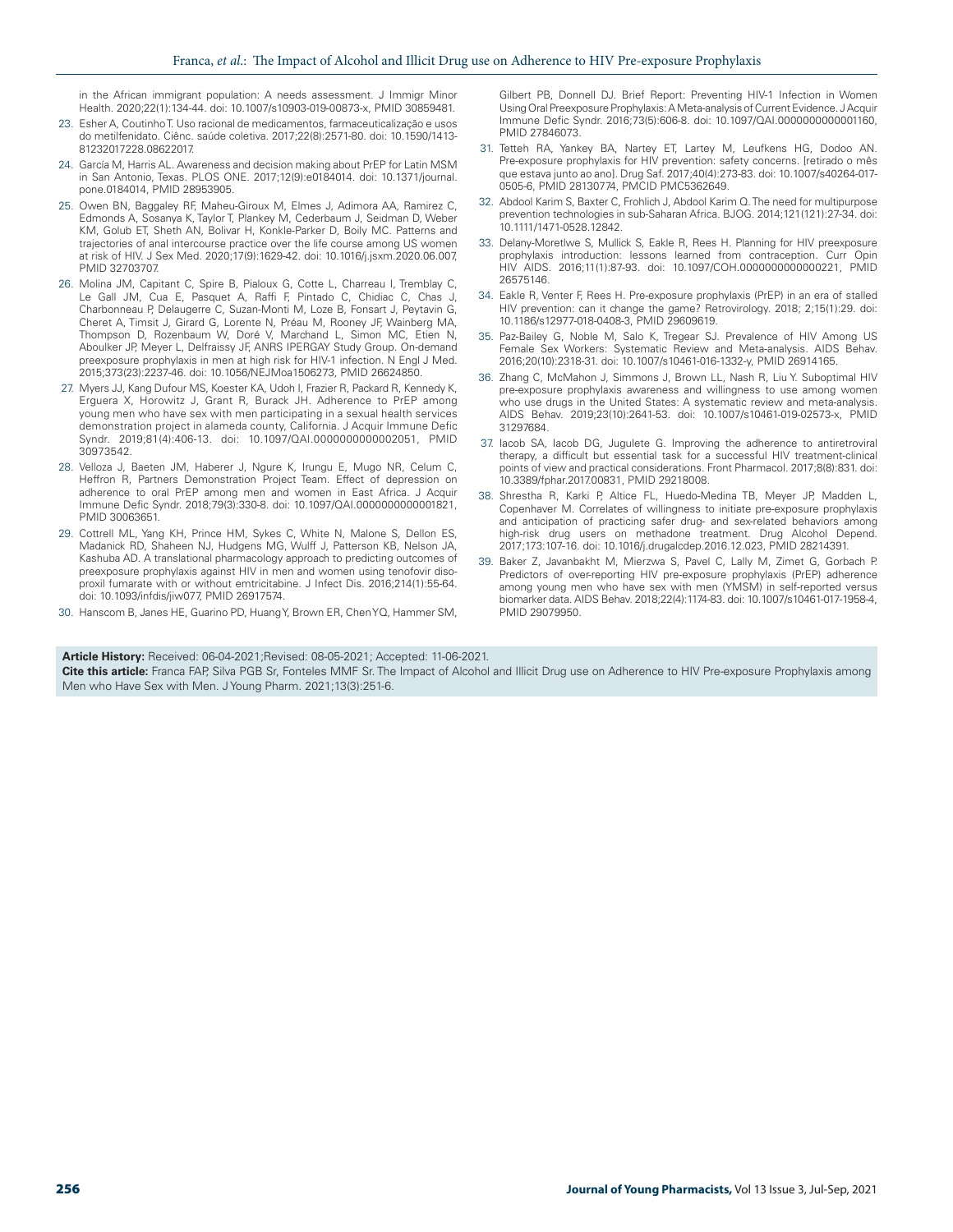in the African immigrant population: A needs assessment. J Immigr Minor Health. 2020;22(1):134-44. doi: 10.1007/s10903-019-00873-x, PMID 30859481.

23. Esher A, Coutinho T. Uso racional de medicamentos, farmaceuticalização e usos do metilfenidato. Ciênc. saúde coletiva. 2017;22(8):2571-80. doi: 10.1590/1413-81232017228.08622017.
24. García M, Harris AL. Awareness and decision making about PrEP for Latin MSM in San Antonio, Texas. PLOS ONE. 2017;12(9):e0184014. doi: 10.1371/journal.pone.0184014, PMID 28953905.
25. Owen BN, Baggaley RF, Maheu-Giroux M, Elmes J, Adimora AA, Ramirez C, Edmonds A, Sosanya K, Taylor T, Plankey M, Cederbaum J, Seidman D, Weber KM, Golub ET, Sheth AN, Bolivar H, Konkle-Parker D, Boily MC. Patterns and trajectories of anal intercourse practice over the life course among US women at risk of HIV. J Sex Med. 2020;17(9):1629-42. doi: 10.1016/j.jsxm.2020.06.007, PMID 32703707.
26. Molina JM, Capitant C, Spire B, Pialoux G, Cotte L, Charreau I, Tremblay C, Le Gall JM, Cua E, Pasquet A, Raffi F, Pintado C, Chidiac C, Chas J, Charbonneau P, Delaugerre C, Suzan-Monti M, Loze B, Fonsart J, Peytavin G, Cheret A, Timsit J, Girard G, Lorente N, Préau M, Rooney JF, Wainberg MA, Thompson D, Rozenbaum W, Doré V, Marchand L, Simon MC, Etien N, Aboulker JP, Meyer L, Delfraissy JF, ANRS IPERGAY Study Group. On-demand preexposure prophylaxis in men at high risk for HIV-1 infection. N Engl J Med. 2015;373(23):2237-46. doi: 10.1056/NEJMoa1506273, PMID 26624850.
27. Myers JJ, Kang Dufour MS, Koester KA, Udoh I, Frazier R, Packard R, Kennedy K, Erguera X, Horowitz J, Grant R, Burack JH. Adherence to PrEP among young men who have sex with men participating in a sexual health services demonstration project in alameda county, California. J Acquir Immune Defic Syndr. 2019;81(4):406-13. doi: 10.1097/QAI.0000000000002051, PMID 30973542.
28. Velloza J, Baeten JM, Haberer J, Ngure K, Irungu E, Mugo NR, Celum C, Heffron R, Partners Demonstration Project Team. Effect of depression on adherence to oral PrEP among men and women in East Africa. J Acquir Immune Defic Syndr. 2018;79(3):330-8. doi: 10.1097/QAI.0000000000001821, PMID 30063651.
29. Cottrell ML, Yang KH, Prince HM, Sykes C, White N, Malone S, Dellon ES, Madanick RD, Shaheen NJ, Hudgens MG, Wulff J, Patterson KB, Nelson JA, Kashuba AD. A translational pharmacology approach to predicting outcomes of preexposure prophylaxis against HIV in men and women using tenofovir disoproxil fumarate with or without emtricitabine. J Infect Dis. 2016;214(1):55-64. doi: 10.1093/infdis/jiw077, PMID 26917574.
30. Hanscom B, Janes HE, Guarino PD, Huang Y, Brown ER, Chen YQ, Hammer SM, Gilbert PB, Donnell DJ. Brief Report: Preventing HIV-1 Infection in Women Using Oral Preexposure Prophylaxis: A Meta-analysis of Current Evidence. J Acquir Immune Defic Syndr. 2016;73(5):606-8. doi: 10.1097/QAI.0000000000001160, PMID 27846073.
31. Tetteh RA, Yankey BA, Nartey ET, Lartey M, Leufkens HG, Dodoo AN. Pre-exposure prophylaxis for HIV prevention: safety concerns. [retirado o mês que estava junto ao ano]. Drug Saf. 2017;40(4):273-83. doi: 10.1007/s40264-017-0505-6, PMID 28130774, PMCID PMC5362649.
32. Abdool Karim S, Baxter C, Frohlich J, Abdool Karim Q. The need for multipurpose prevention technologies in sub-Saharan Africa. BJOG. 2014;121(121):27-34. doi: 10.1111/1471-0528.12842.
33. Delany-Moretlwe S, Mullick S, Eakle R, Rees H. Planning for HIV preexposure prophylaxis introduction: lessons learned from contraception. Curr Opin HIV AIDS. 2016;11(1):87-93. doi: 10.1097/COH.0000000000000221, PMID 26575146.
34. Eakle R, Venter F, Rees H. Pre-exposure prophylaxis (PrEP) in an era of stalled HIV prevention: can it change the game? Retrovirology. 2018; 2;15(1):29. doi: 10.1186/s12977-018-0408-3, PMID 29609619.
35. Paz-Bailey G, Noble M, Salo K, Tregear SJ. Prevalence of HIV Among US Female Sex Workers: Systematic Review and Meta-analysis. AIDS Behav. 2016;20(10):2318-31. doi: 10.1007/s10461-016-1332-y, PMID 26914165.
36. Zhang C, McMahon J, Simmons J, Brown LL, Nash R, Liu Y. Suboptimal HIV pre-exposure prophylaxis awareness and willingness to use among women who use drugs in the United States: A systematic review and meta-analysis. AIDS Behav. 2019;23(10):2641-53. doi: 10.1007/s10461-019-02573-x, PMID 31297684.
37. Iacob SA, Iacob DG, Jugulete G. Improving the adherence to antiretroviral therapy, a difficult but essential task for a successful HIV treatment-clinical points of view and practical considerations. Front Pharmacol. 2017;8(8):831. doi: 10.3389/fphar.2017.00831, PMID 29218008.
38. Shrestha R, Karki P, Altice FL, Huedo-Medina TB, Meyer JP, Madden L, Copenhaver M. Correlates of willingness to initiate pre-exposure prophylaxis and anticipation of practicing safer drug- and sex-related behaviors among high-risk drug users on methadone treatment. Drug Alcohol Depend. 2017;173:107-16. doi: 10.1016/j.drugalcdep.2016.12.023, PMID 28214391.
39. Baker Z, Javanbakht M, Mierzwa S, Pavel C, Lally M, Zimet G, Gorbach P. Predictors of over-reporting HIV pre-exposure prophylaxis (PrEP) adherence among young men who have sex with men (YMSM) in self-reported versus biomarker data. AIDS Behav. 2018;22(4):1174-83. doi: 10.1007/s10461-017-1958-4, PMID 29079950.

**Article History:** Received: 06-04-2021;Revised: 08-05-2021; Accepted: 11-06-2021.

**Cite this article:** Franca FAP, Silva PGB Sr, Fonteles MMF Sr. The Impact of Alcohol and Illicit Drug use on Adherence to HIV Pre-exposure Prophylaxis among Men who Have Sex with Men. J Young Pharm. 2021;13(3):251-6.